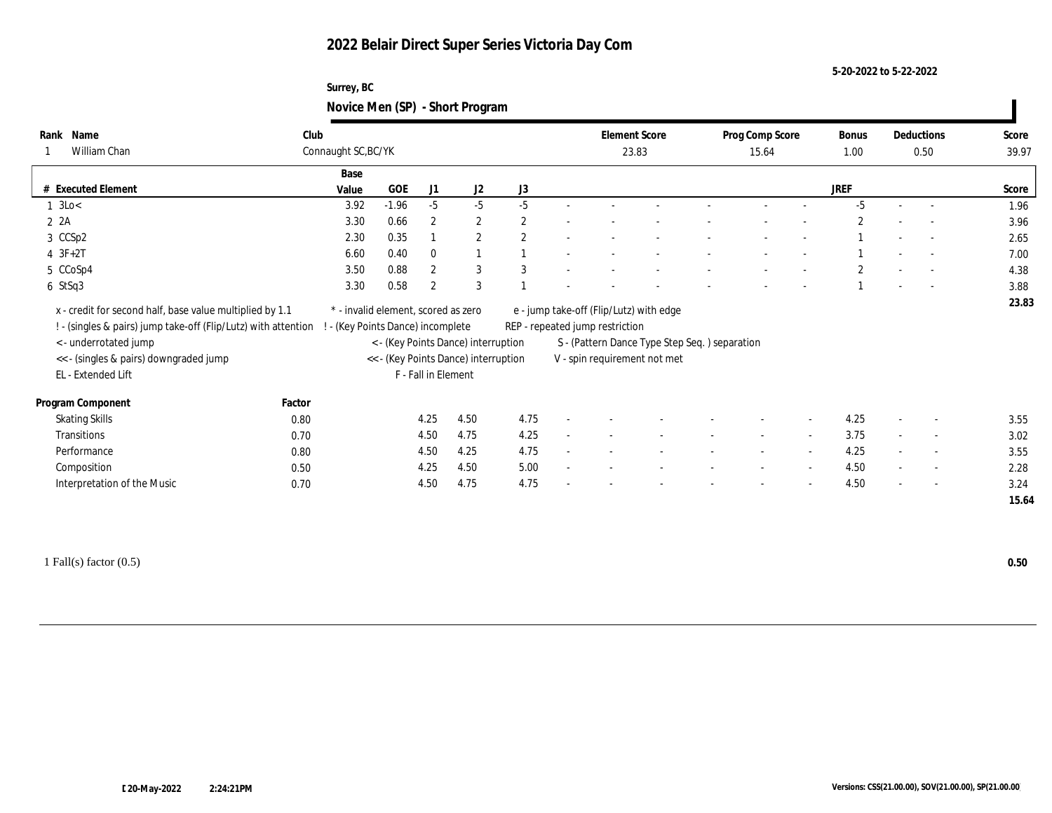# 2022 Belair Direct Super Series Victoria Day Com

5-20-2022 to 5-22-2022

Surrey, BC

## Novice Men (SP) - Short Program

| Rank | Name | Club | Element Score | Prog Comp Score | Bonus | Deductions | Score |
|---|---|---|---|---|---|---|---|
| 1 | William Chan | Connaught SC,BC/YK | 23.83 | 15.64 | 1.00 | 0.50 | 39.97 |

| # | Executed Element | Base Value | GOE | J1 | J2 | J3 | | | | | | | | | JREF | | | Score |
|---|---|---|---|---|---|---|---|---|---|---|---|---|---|---|---|---|---|---|
| 1 | 3Lo< | 3.92 | -1.96 | -5 | -5 | -5 | - | - | - | - | - | - | - | - | -5 | - | - | 1.96 |
| 2 | 2A | 3.30 | 0.66 | 2 | 2 | 2 | - | - | - | - | - | - | - | - | 2 | - | - | 3.96 |
| 3 | CCSp2 | 2.30 | 0.35 | 1 | 2 | 2 | - | - | - | - | - | - | - | - | 1 | - | - | 2.65 |
| 4 | 3F+2T | 6.60 | 0.40 | 0 | 1 | 1 | - | - | - | - | - | - | - | - | 1 | - | - | 7.00 |
| 5 | CCoSp4 | 3.50 | 0.88 | 2 | 3 | 3 | - | - | - | - | - | - | - | - | 2 | - | - | 4.38 |
| 6 | StSq3 | 3.30 | 0.58 | 2 | 3 | 1 | - | - | - | - | - | - | - | - | 1 | - | - | 3.88 |
| | | | | | | | | | | | | | | | | | | 23.83 |

x - credit for second half, base value multiplied by 1.1
! - (singles & pairs) jump take-off (Flip/Lutz) with attention
< - underrotated jump
<< - (singles & pairs) downgraded jump
EL - Extended Lift
* - invalid element, scored as zero
! - (Key Points Dance) incomplete
< - (Key Points Dance) interruption
<< - (Key Points Dance) interruption
F - Fall in Element
e - jump take-off (Flip/Lutz) with edge
REP - repeated jump restriction
S - (Pattern Dance Type Step Seq. ) separation
V - spin requirement not met

| Program Component | Factor | J1 | J2 | J3 | | | | | | | | | JREF | | | Score |
|---|---|---|---|---|---|---|---|---|---|---|---|---|---|---|---|---|
| Skating Skills | 0.80 | 4.25 | 4.50 | 4.75 | - | - | - | - | - | - | - | - | 4.25 | - | - | 3.55 |
| Transitions | 0.70 | 4.50 | 4.75 | 4.25 | - | - | - | - | - | - | - | - | 3.75 | - | - | 3.02 |
| Performance | 0.80 | 4.50 | 4.25 | 4.75 | - | - | - | - | - | - | - | - | 4.25 | - | - | 3.55 |
| Composition | 0.50 | 4.25 | 4.50 | 5.00 | - | - | - | - | - | - | - | - | 4.50 | - | - | 2.28 |
| Interpretation of the Music | 0.70 | 4.50 | 4.75 | 4.75 | - | - | - | - | - | - | - | - | 4.50 | - | - | 3.24 |
| | | | | | | | | | | | | | | | | 15.64 |

1 Fall(s) factor (0.5) **0.50**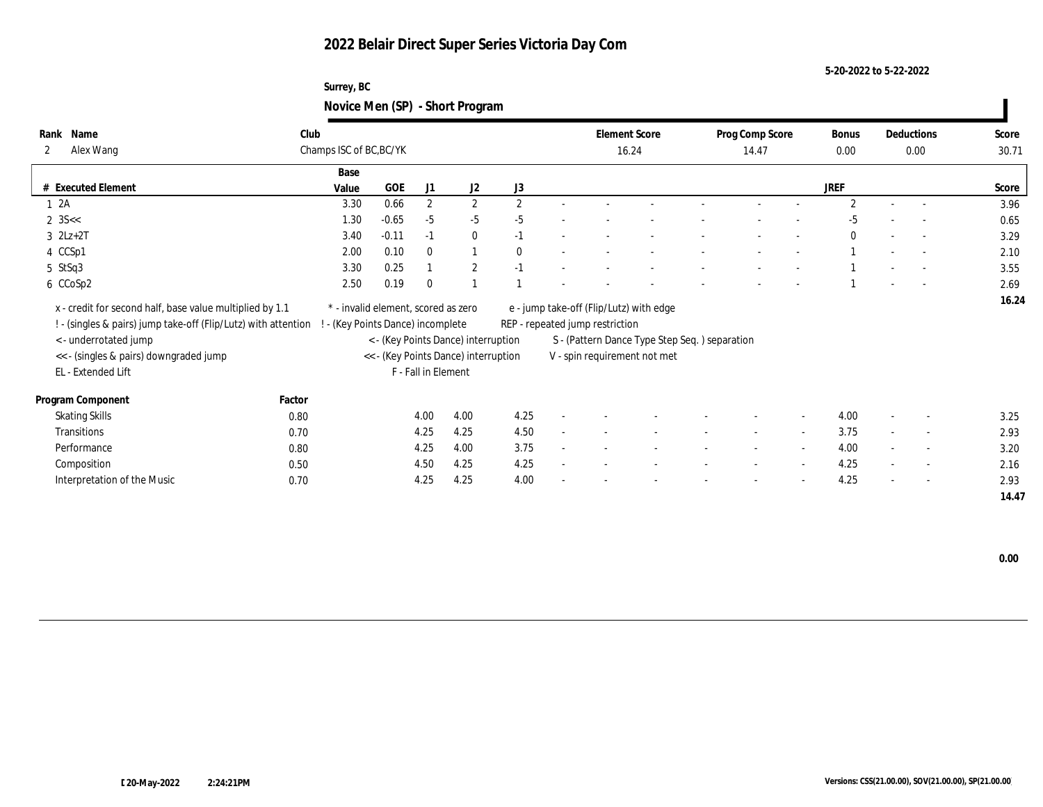# 2022 Belair Direct Super Series Victoria Day Com

5-20-2022 to 5-22-2022

Surrey, BC

## Novice Men (SP) - Short Program

| Rank | Name | Club | Element Score | Prog Comp Score | Bonus | Deductions | Score |
|---|---|---|---|---|---|---|---|
| 2 | Alex Wang | Champs ISC of BC,BC/YK | 16.24 | 14.47 | 0.00 | 0.00 | 30.71 |

| # | Executed Element | Base Value | GOE | J1 | J2 | J3 | | | | | | | | | JREF | | | Score |
|---|---|---|---|---|---|---|---|---|---|---|---|---|---|---|---|---|---|---|
| 1 | 2A | 3.30 | 0.66 | 2 | 2 | 2 | - | - | - | - | - | - | - | 2 | - | - | 3.96 |
| 2 | 3S<< | 1.30 | -0.65 | -5 | -5 | -5 | - | - | - | - | - | - | - | -5 | - | - | 0.65 |
| 3 | 2Lz+2T | 3.40 | -0.11 | -1 | 0 | -1 | - | - | - | - | - | - | - | 0 | - | - | 3.29 |
| 4 | CCSp1 | 2.00 | 0.10 | 0 | 1 | 0 | - | - | - | - | - | - | - | 1 | - | - | 2.10 |
| 5 | StSq3 | 3.30 | 0.25 | 1 | 2 | -1 | - | - | - | - | - | - | - | 1 | - | - | 3.55 |
| 6 | CCoSp2 | 2.50 | 0.19 | 0 | 1 | 1 | - | - | - | - | - | - | - | 1 | - | - | 2.69 |
| | | | | | | | | | | | | | | | | | | 16.24 |

x - credit for second half, base value multiplied by 1.1
! - (singles & pairs) jump take-off (Flip/Lutz) with attention
< - underrotated jump
<< - (singles & pairs) downgraded jump
EL - Extended Lift
* - invalid element, scored as zero
! - (Key Points Dance) incomplete
< - (Key Points Dance) interruption
<< - (Key Points Dance) interruption
F - Fall in Element
e - jump take-off (Flip/Lutz) with edge
REP - repeated jump restriction
S - (Pattern Dance Type Step Seq. ) separation
V - spin requirement not met

| Program Component | Factor | J1 | J2 | J3 | | | | | | | JREF | | | Score |
|---|---|---|---|---|---|---|---|---|---|---|---|---|---|---|
| Skating Skills | 0.80 | 4.00 | 4.00 | 4.25 | - | - | - | - | - | - | 4.00 | - | - | 3.25 |
| Transitions | 0.70 | 4.25 | 4.25 | 4.50 | - | - | - | - | - | - | 3.75 | - | - | 2.93 |
| Performance | 0.80 | 4.25 | 4.00 | 3.75 | - | - | - | - | - | - | 4.00 | - | - | 3.20 |
| Composition | 0.50 | 4.50 | 4.25 | 4.25 | - | - | - | - | - | - | 4.25 | - | - | 2.16 |
| Interpretation of the Music | 0.70 | 4.25 | 4.25 | 4.00 | - | - | - | - | - | - | 4.25 | - | - | 2.93 |
| | | | | | | | | | | | | | | 14.47 |

0.00

20-May-2022 2:24:21PM

Versions: CSS(21.00.00), SOV(21.00.00), SP(21.00.00)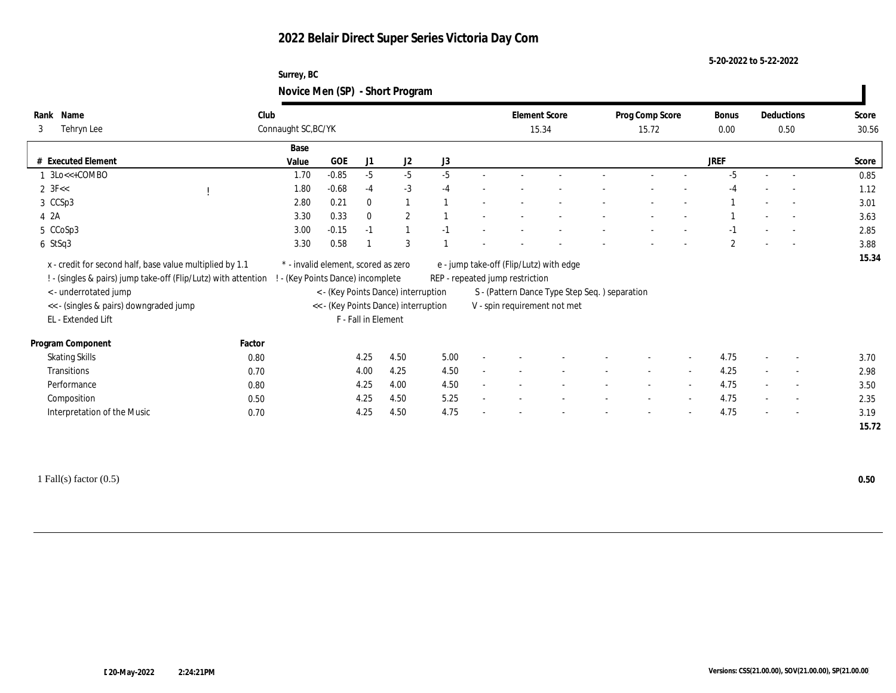# 2022 Belair Direct Super Series Victoria Day Com

5-20-2022 to 5-22-2022

Surrey, BC

## Novice Men (SP) - Short Program

| Rank | Name | Club | Element Score | Prog Comp Score | Bonus | Deductions | Score |
|---|---|---|---|---|---|---|---|
| 3 | Tehryn Lee | Connaught SC,BC/YK | 15.34 | 15.72 | 0.00 | 0.50 | 30.56 |

| # | Executed Element | | Base Value | GOE | J1 | J2 | J3 | | | | | | | | | JREF | | | Score |
|---|---|---|---|---|---|---|---|---|---|---|---|---|---|---|---|---|---|---|---|
| 1 | 3Lo<<+COMBO | | 1.70 | -0.85 | -5 | -5 | -5 | - | - | - | - | - | - | - | - | -5 | - | - | 0.85 |
| 2 | 3F<< | ! | 1.80 | -0.68 | -4 | -3 | -4 | - | - | - | - | - | - | - | - | -4 | - | - | 1.12 |
| 3 | CCSp3 | | 2.80 | 0.21 | 0 | 1 | 1 | - | - | - | - | - | - | - | - | 1 | - | - | 3.01 |
| 4 | 2A | | 3.30 | 0.33 | 0 | 2 | 1 | - | - | - | - | - | - | - | - | 1 | - | - | 3.63 |
| 5 | CCoSp3 | | 3.00 | -0.15 | -1 | 1 | -1 | - | - | - | - | - | - | - | - | -1 | - | - | 2.85 |
| 6 | StSq3 | | 3.30 | 0.58 | 1 | 3 | 1 | - | - | - | - | - | - | - | - | 2 | - | - | 3.88 |
| | | | | | | | | | | | | | | | | | | | 15.34 |

x - credit for second half, base value multiplied by 1.1
! - (singles & pairs) jump take-off (Flip/Lutz) with attention
< - underrotated jump
<< - (singles & pairs) downgraded jump
EL - Extended Lift
\* - invalid element, scored as zero
! - (Key Points Dance) incomplete
< - (Key Points Dance) interruption
<< - (Key Points Dance) interruption
F - Fall in Element
e - jump take-off (Flip/Lutz) with edge
REP - repeated jump restriction
S - (Pattern Dance Type Step Seq. ) separation
V - spin requirement not met

| Program Component | Factor | J1 | J2 | J3 | | | | | | | | | JREF | | | Score |
|---|---|---|---|---|---|---|---|---|---|---|---|---|---|---|---|---|
| Skating Skills | 0.80 | 4.25 | 4.50 | 5.00 | - | - | - | - | - | - | - | - | 4.75 | - | - | 3.70 |
| Transitions | 0.70 | 4.00 | 4.25 | 4.50 | - | - | - | - | - | - | - | - | 4.25 | - | - | 2.98 |
| Performance | 0.80 | 4.25 | 4.00 | 4.50 | - | - | - | - | - | - | - | - | 4.75 | - | - | 3.50 |
| Composition | 0.50 | 4.25 | 4.50 | 5.25 | - | - | - | - | - | - | - | - | 4.75 | - | - | 2.35 |
| Interpretation of the Music | 0.70 | 4.25 | 4.50 | 4.75 | - | - | - | - | - | - | - | - | 4.75 | - | - | 3.19 |
| | | | | | | | | | | | | | | | | 15.72 |

1 Fall(s) factor (0.5) **0.50**